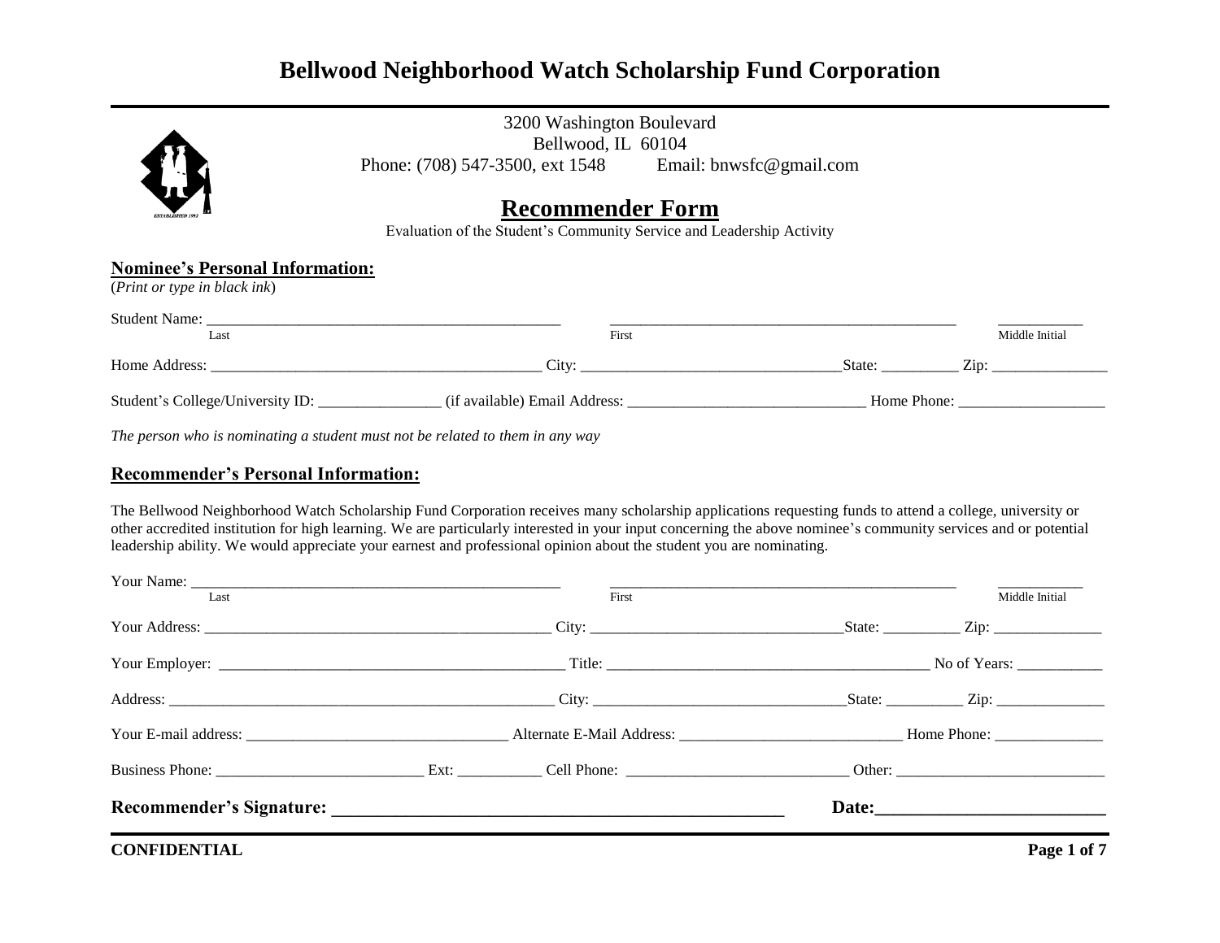# Bellwood Neighborhood Watch Scholarship Fund Corporation

3200 Washington Boulevard
Bellwood, IL 60104
Phone: (708) 547-3500, ext 1548 Email: bnwsfc@gmail.com

## Recommender Form

Evaluation of the Student's Community Service and Leadership Activity

### Nominee's Personal Information:

(*Print or type in black ink*)

Student Name: ______________________________ ______________________________ __________
Last First Middle Initial

Home Address: ______________________________ City: ______________________ State: ________ Zip: ____________

Student's College/University ID: ____________ (if available) Email Address: ______________________ Home Phone: ______________

*The person who is nominating a student must not be related to them in any way*

### Recommender's Personal Information:

The Bellwood Neighborhood Watch Scholarship Fund Corporation receives many scholarship applications requesting funds to attend a college, university or other accredited institution for high learning. We are particularly interested in your input concerning the above nominee's community services and or potential leadership ability. We would appreciate your earnest and professional opinion about the student you are nominating.

Your Name: ______________________________ ______________________________ __________
Last First Middle Initial

Your Address: ______________________________ City: ______________________ State: ________ Zip: ____________

Your Employer: ______________________________ Title: ______________________________ No of Years: __________

Address: ______________________________ City: ______________________ State: ________ Zip: ____________

Your E-mail address: ______________________ Alternate E-Mail Address: ______________________ Home Phone: ____________

Business Phone: ____________________ Ext: __________ Cell Phone: ______________________ Other: ____________________

**Recommender's Signature: ________________________________________ Date: ____________________**

**CONFIDENTIAL**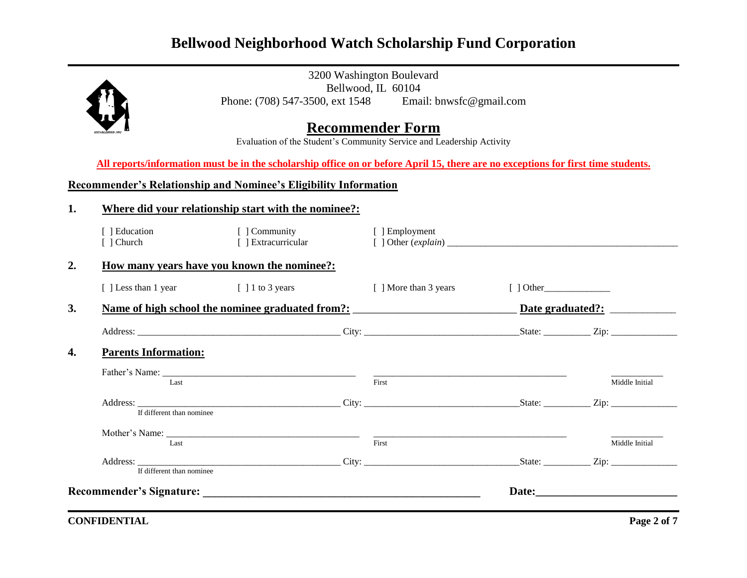# Bellwood Neighborhood Watch Scholarship Fund Corporation

3200 Washington Boulevard
Bellwood, IL 60104
Phone: (708) 547-3500, ext 1548    Email: bnwsfc@gmail.com

## Recommender Form

Evaluation of the Student's Community Service and Leadership Activity

**All reports/information must be in the scholarship office on or before April 15, there are no exceptions for first time students.**

### Recommender's Relationship and Nominee's Eligibility Information

**1. Where did your relationship start with the nominee?:**

[ ] Education    [ ] Community    [ ] Employment
[ ] Church    [ ] Extracurricular    [ ] Other (*explain*) ______________________________

**2. How many years have you known the nominee?:**

[ ] Less than 1 year    [ ] 1 to 3 years    [ ] More than 3 years    [ ] Other______________

**3. Name of high school the nominee graduated from?:** ______________________________ **Date graduated?:** ____________

Address: ______________________________ City: ______________________________ State: __________ Zip: ______________

**4. Parents Information:**

Father's Name: ______________________________ ______________________________ __________
Last    First    Middle Initial

Address: ______________________________ City: ______________________________ State: __________ Zip: ______________
If different than nominee

Mother's Name: ______________________________ ______________________________ __________
Last    First    Middle Initial

Address: ______________________________ City: ______________________________ State: __________ Zip: ______________
If different than nominee

**Recommender's Signature:** ______________________________ **Date:**______________________

**CONFIDENTIAL**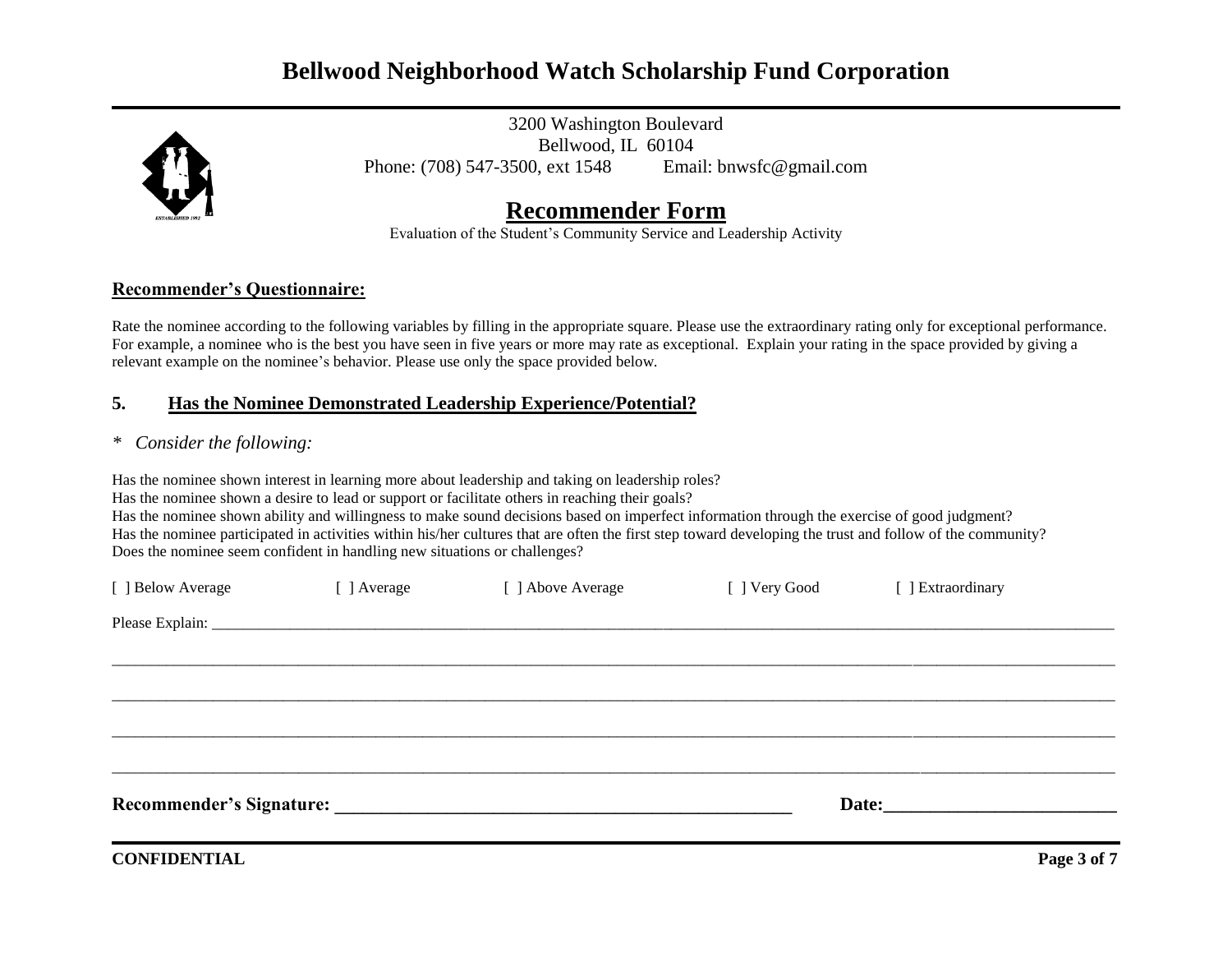# Bellwood Neighborhood Watch Scholarship Fund Corporation

3200 Washington Boulevard
Bellwood, IL 60104
Phone: (708) 547-3500, ext 1548 Email: bnwsfc@gmail.com

## Recommender Form

Evaluation of the Student's Community Service and Leadership Activity

**Recommender's Questionnaire:**

Rate the nominee according to the following variables by filling in the appropriate square. Please use the extraordinary rating only for exceptional performance. For example, a nominee who is the best you have seen in five years or more may rate as exceptional. Explain your rating in the space provided by giving a relevant example on the nominee's behavior. Please use only the space provided below.

### 5. Has the Nominee Demonstrated Leadership Experience/Potential?

* *Consider the following:*

Has the nominee shown interest in learning more about leadership and taking on leadership roles?
Has the nominee shown a desire to lead or support or facilitate others in reaching their goals?
Has the nominee shown ability and willingness to make sound decisions based on imperfect information through the exercise of good judgment?
Has the nominee participated in activities within his/her cultures that are often the first step toward developing the trust and follow of the community?
Does the nominee seem confident in handling new situations or challenges?

[ ] Below Average [ ] Average [ ] Above Average [ ] Very Good [ ] Extraordinary

Please Explain: ______________________________________________________________________________

______________________________________________________________________________

______________________________________________________________________________

______________________________________________________________________________

______________________________________________________________________________

**Recommender's Signature: ______________________________ Date:______________**

**CONFIDENTIAL**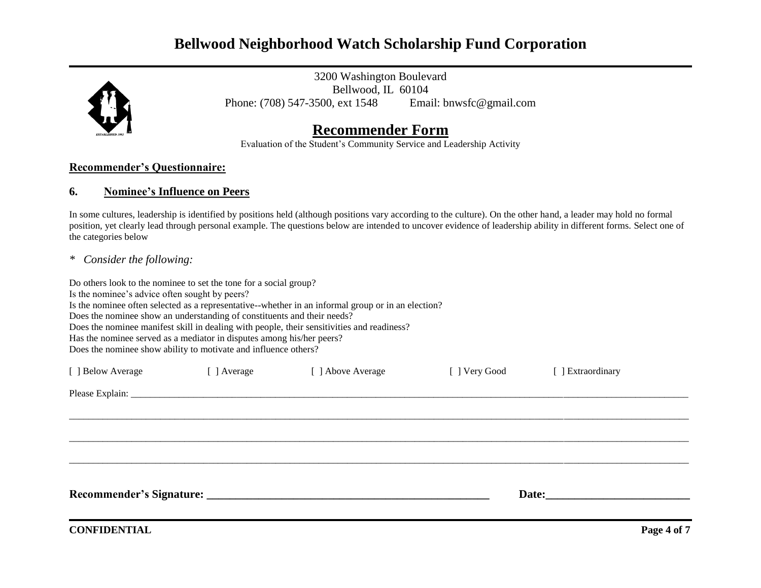# Bellwood Neighborhood Watch Scholarship Fund Corporation

3200 Washington Boulevard
Bellwood, IL 60104
Phone: (708) 547-3500, ext 1548     Email: bnwsfc@gmail.com

## Recommender Form

Evaluation of the Student's Community Service and Leadership Activity

**Recommender's Questionnaire:**

### 6. Nominee's Influence on Peers

In some cultures, leadership is identified by positions held (although positions vary according to the culture). On the other hand, a leader may hold no formal position, yet clearly lead through personal example. The questions below are intended to uncover evidence of leadership ability in different forms. Select one of the categories below

\* *Consider the following:*

Do others look to the nominee to set the tone for a social group?
Is the nominee's advice often sought by peers?
Is the nominee often selected as a representative--whether in an informal group or in an election?
Does the nominee show an understanding of constituents and their needs?
Does the nominee manifest skill in dealing with people, their sensitivities and readiness?
Has the nominee served as a mediator in disputes among his/her peers?
Does the nominee show ability to motivate and influence others?

[ ] Below Average     [ ] Average     [ ] Above Average     [ ] Very Good     [ ] Extraordinary

Please Explain: ____________________________________________________________________________________________

____________________________________________________________________________________________

____________________________________________________________________________________________

____________________________________________________________________________________________

**Recommender's Signature: ______________________________________________     Date:______________________**

**CONFIDENTIAL**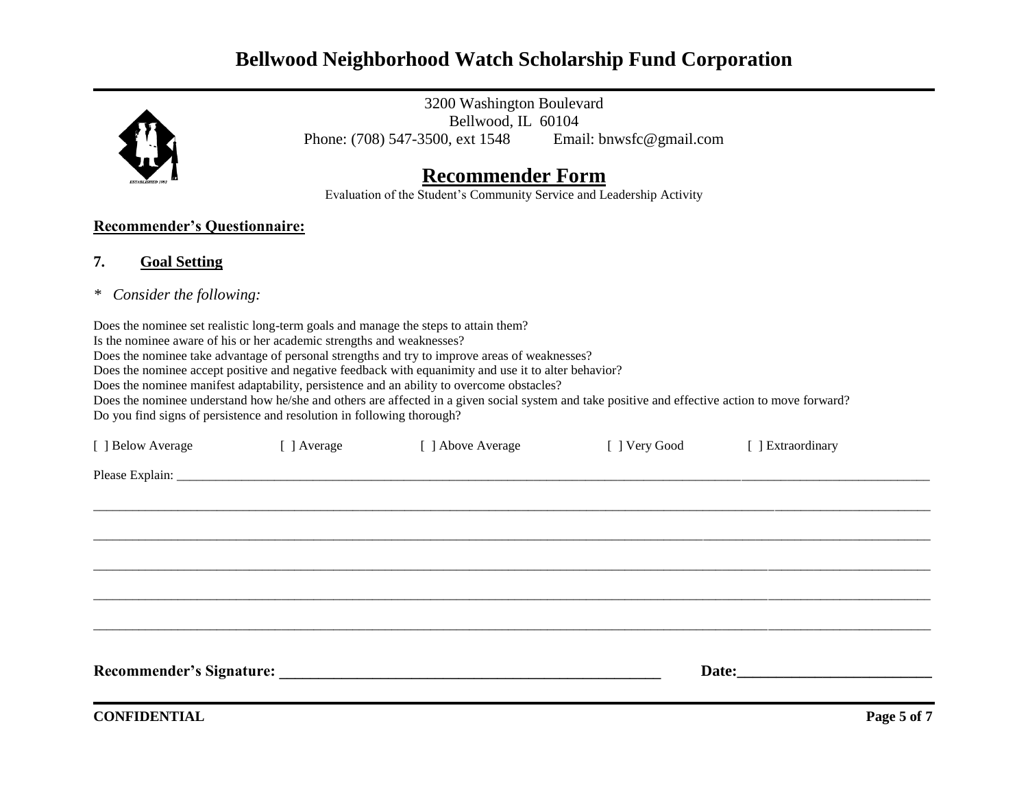# Bellwood Neighborhood Watch Scholarship Fund Corporation

3200 Washington Boulevard
Bellwood, IL 60104
Phone: (708) 547-3500, ext 1548 Email: bnwsfc@gmail.com

## Recommender Form

Evaluation of the Student's Community Service and Leadership Activity

**Recommender's Questionnaire:**

### 7. Goal Setting

\* *Consider the following:*

Does the nominee set realistic long-term goals and manage the steps to attain them?
Is the nominee aware of his or her academic strengths and weaknesses?
Does the nominee take advantage of personal strengths and try to improve areas of weaknesses?
Does the nominee accept positive and negative feedback with equanimity and use it to alter behavior?
Does the nominee manifest adaptability, persistence and an ability to overcome obstacles?
Does the nominee understand how he/she and others are affected in a given social system and take positive and effective action to move forward?
Do you find signs of persistence and resolution in following thorough?

[ ] Below Average [ ] Average [ ] Above Average [ ] Very Good [ ] Extraordinary

Please Explain: ______________________________________________________________________________

______________________________________________________________________________

______________________________________________________________________________

______________________________________________________________________________

______________________________________________________________________________

______________________________________________________________________________

**Recommender's Signature: ______________________________ Date:________________**

**CONFIDENTIAL**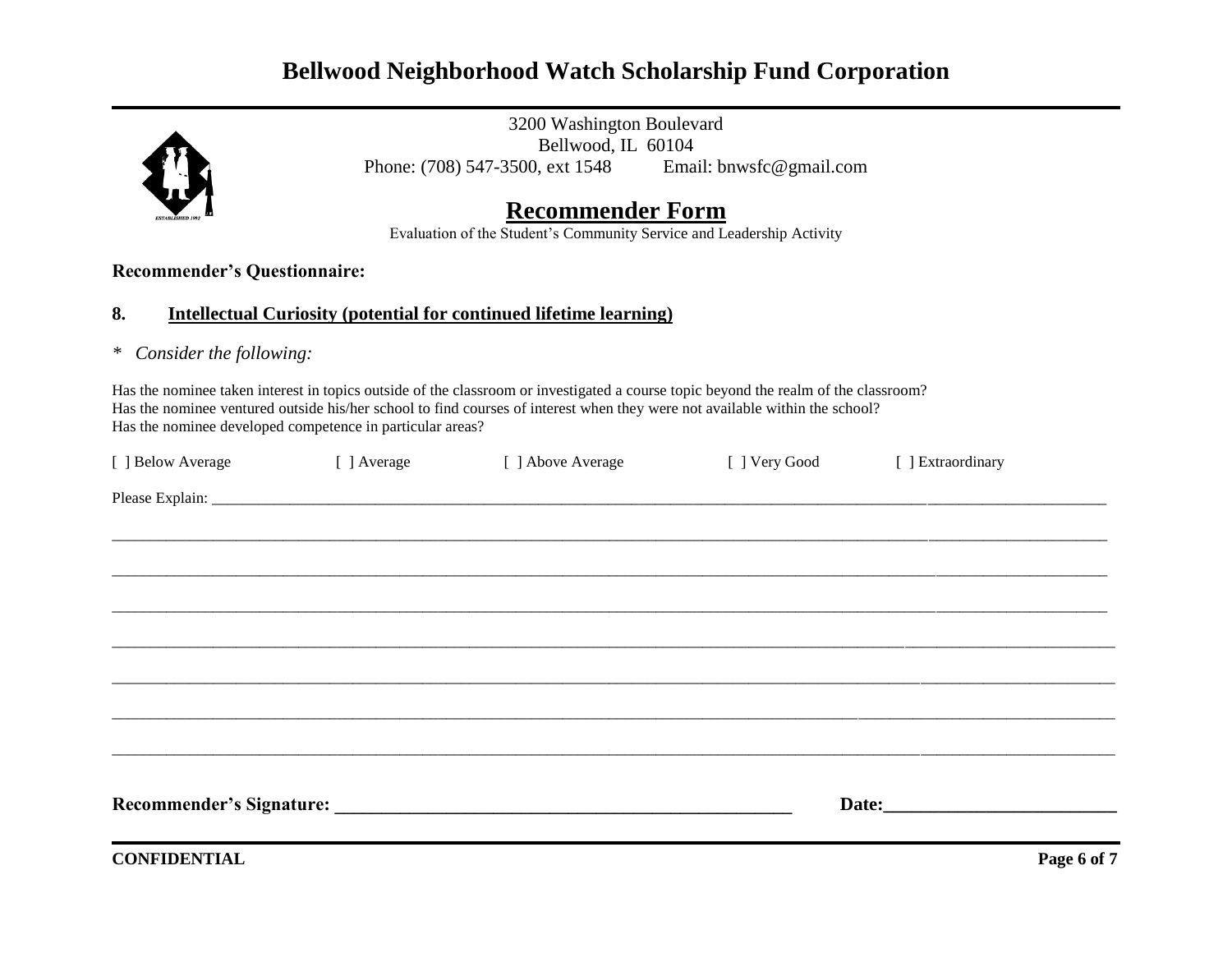# Bellwood Neighborhood Watch Scholarship Fund Corporation

3200 Washington Boulevard
Bellwood, IL 60104
Phone: (708) 547-3500, ext 1548 Email: bnwsfc@gmail.com

## Recommender Form

Evaluation of the Student's Community Service and Leadership Activity

**Recommender's Questionnaire:**

**8. Intellectual Curiosity (potential for continued lifetime learning)**

\* *Consider the following:*

Has the nominee taken interest in topics outside of the classroom or investigated a course topic beyond the realm of the classroom?
Has the nominee ventured outside his/her school to find courses of interest when they were not available within the school?
Has the nominee developed competence in particular areas?

[ ] Below Average [ ] Average [ ] Above Average [ ] Very Good [ ] Extraordinary

Please Explain: ______________________________________________________________________________________________

______________________________________________________________________________________________

______________________________________________________________________________________________

______________________________________________________________________________________________

______________________________________________________________________________________________

______________________________________________________________________________________________

______________________________________________________________________________________________

______________________________________________________________________________________________

**Recommender's Signature: ______________________________________ Date:____________________**

**CONFIDENTIAL**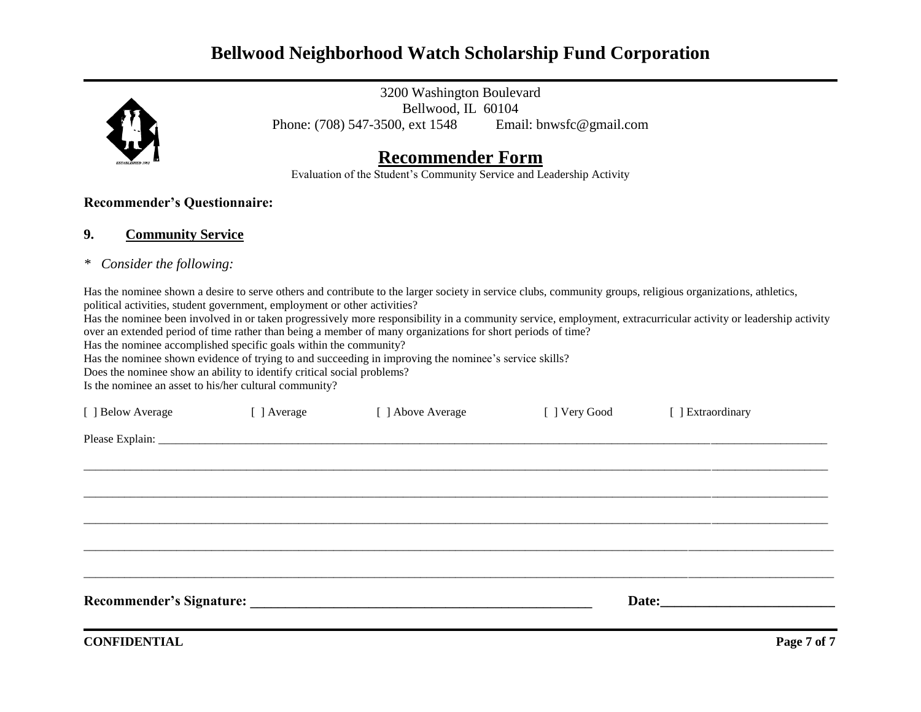# Bellwood Neighborhood Watch Scholarship Fund Corporation

3200 Washington Boulevard
Bellwood, IL 60104
Phone: (708) 547-3500, ext 1548 Email: bnwsfc@gmail.com

## Recommender Form

Evaluation of the Student's Community Service and Leadership Activity

**Recommender's Questionnaire:**

**9. Community Service**

* *Consider the following:*

Has the nominee shown a desire to serve others and contribute to the larger society in service clubs, community groups, religious organizations, athletics, political activities, student government, employment or other activities?
Has the nominee been involved in or taken progressively more responsibility in a community service, employment, extracurricular activity or leadership activity over an extended period of time rather than being a member of many organizations for short periods of time?
Has the nominee accomplished specific goals within the community?
Has the nominee shown evidence of trying to and succeeding in improving the nominee's service skills?
Does the nominee show an ability to identify critical social problems?
Is the nominee an asset to his/her cultural community?

[ ] Below Average [ ] Average [ ] Above Average [ ] Very Good [ ] Extraordinary

Please Explain: ______________________________________________________________________________

______________________________________________________________________________

______________________________________________________________________________

______________________________________________________________________________

______________________________________________________________________________

______________________________________________________________________________

**Recommender's Signature: ______________________________ Date: ______________**

**CONFIDENTIAL**